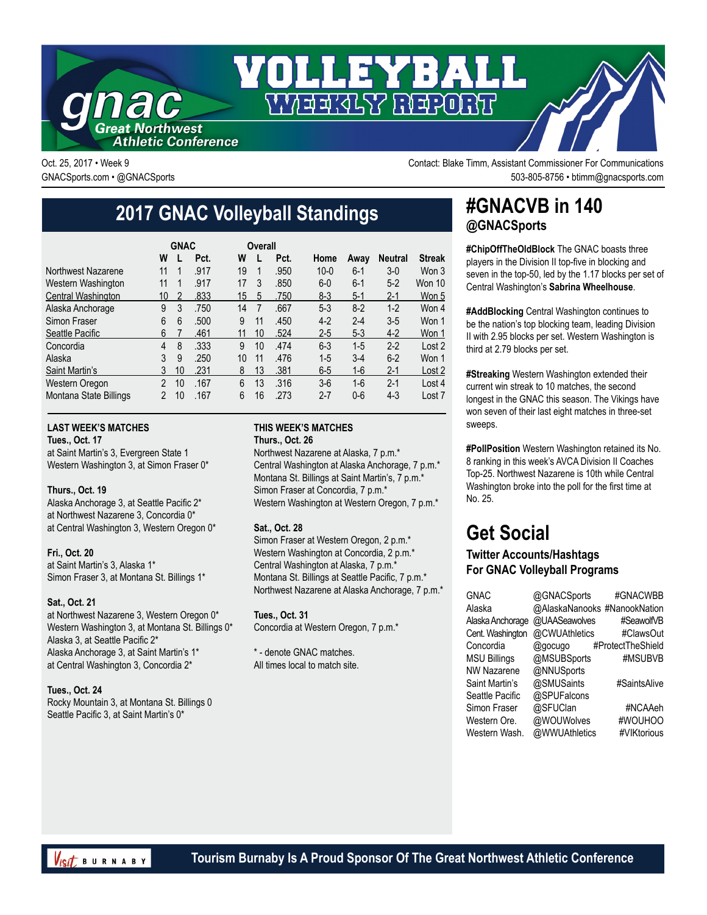# VOLLEYBALL WEEKLY REPORT

gnac Great Northwest Athletic Conference

Oct. 25, 2017 • Week 9
GNACSports.com • @GNACSports

Contact: Blake Timm, Assistant Commissioner For Communications
503-805-8756 • btimm@gnacsports.com

## 2017 GNAC Volleyball Standings

| | GNAC | | | Overall | | | | | | |
|---|---|---|---|---|---|---|---|---|---|---|
| | W | L | Pct. | W | L | Pct. | Home | Away | Neutral | Streak |
| Northwest Nazarene | 11 | 1 | .917 | 19 | 1 | .950 | 10-0 | 6-1 | 3-0 | Won 3 |
| Western Washington | 11 | 1 | .917 | 17 | 3 | .850 | 6-0 | 6-1 | 5-2 | Won 10 |
| Central Washington | 10 | 2 | .833 | 15 | 5 | .750 | 8-3 | 5-1 | 2-1 | Won 5 |
| Alaska Anchorage | 9 | 3 | .750 | 14 | 7 | .667 | 5-3 | 8-2 | 1-2 | Won 4 |
| Simon Fraser | 6 | 6 | .500 | 9 | 11 | .450 | 4-2 | 2-4 | 3-5 | Won 1 |
| Seattle Pacific | 6 | 7 | .461 | 11 | 10 | .524 | 2-5 | 5-3 | 4-2 | Won 1 |
| Concordia | 4 | 8 | .333 | 9 | 10 | .474 | 6-3 | 1-5 | 2-2 | Lost 2 |
| Alaska | 3 | 9 | .250 | 10 | 11 | .476 | 1-5 | 3-4 | 6-2 | Won 1 |
| Saint Martin's | 3 | 10 | .231 | 8 | 13 | .381 | 6-5 | 1-6 | 2-1 | Lost 2 |
| Western Oregon | 2 | 10 | .167 | 6 | 13 | .316 | 3-6 | 1-6 | 2-1 | Lost 4 |
| Montana State Billings | 2 | 10 | .167 | 6 | 16 | .273 | 2-7 | 0-6 | 4-3 | Lost 7 |

### LAST WEEK'S MATCHES

**Tues., Oct. 17**
at Saint Martin's 3, Evergreen State 1
Western Washington 3, at Simon Fraser 0*

**Thurs., Oct. 19**
Alaska Anchorage 3, at Seattle Pacific 2*
at Northwest Nazarene 3, Concordia 0*
at Central Washington 3, Western Oregon 0*

**Fri., Oct. 20**
at Saint Martin's 3, Alaska 1*
Simon Fraser 3, at Montana St. Billings 1*

**Sat., Oct. 21**
at Northwest Nazarene 3, Western Oregon 0*
Western Washington 3, at Montana St. Billings 0*
Alaska 3, at Seattle Pacific 2*
Alaska Anchorage 3, at Saint Martin's 1*
at Central Washington 3, Concordia 2*

**Tues., Oct. 24**
Rocky Mountain 3, at Montana St. Billings 0
Seattle Pacific 3, at Saint Martin's 0*

### THIS WEEK'S MATCHES

**Thurs., Oct. 26**
Northwest Nazarene at Alaska, 7 p.m.*
Central Washington at Alaska Anchorage, 7 p.m.*
Montana St. Billings at Saint Martin's, 7 p.m.*
Simon Fraser at Concordia, 7 p.m.*
Western Washington at Western Oregon, 7 p.m.*

**Sat., Oct. 28**
Simon Fraser at Western Oregon, 2 p.m.*
Western Washington at Concordia, 2 p.m.*
Central Washington at Alaska, 7 p.m.*
Montana St. Billings at Seattle Pacific, 7 p.m.*
Northwest Nazarene at Alaska Anchorage, 7 p.m.*

**Tues., Oct. 31**
Concordia at Western Oregon, 7 p.m.*

\* - denote GNAC matches.
All times local to match site.

## #GNACVB in 140
### @GNACSports

**#ChipOffTheOldBlock** The GNAC boasts three players in the Division II top-five in blocking and seven in the top-50, led by the 1.17 blocks per set of Central Washington's **Sabrina Wheelhouse**.

**#AddBlocking** Central Washington continues to be the nation's top blocking team, leading Division II with 2.95 blocks per set. Western Washington is third at 2.79 blocks per set.

**#Streaking** Western Washington extended their current win streak to 10 matches, the second longest in the GNAC this season. The Vikings have won seven of their last eight matches in three-set sweeps.

**#PollPosition** Western Washington retained its No. 8 ranking in this week's AVCA Division II Coaches Top-25. Northwest Nazarene is 10th while Central Washington broke into the poll for the first time at No. 25.

## Get Social

### Twitter Accounts/Hashtags For GNAC Volleyball Programs

| | | |
|---|---|---|
| GNAC | @GNACSports | #GNACWBB |
| Alaska | @AlaskaNanooks | #NanookNation |
| Alaska Anchorage | @UAASeawolves | #SeawolfVB |
| Cent. Washington | @CWUAthletics | #ClawsOut |
| Concordia | @gocugo | #ProtectTheShield |
| MSU Billings | @MSUBSports | #MSUBVB |
| NW Nazarene | @NNUSports | |
| Saint Martin's | @SMUSaints | #SaintsAlive |
| Seattle Pacific | @SPUFalcons | |
| Simon Fraser | @SFUClan | #NCAAeh |
| Western Ore. | @WOUWolves | #WOUHOO |
| Western Wash. | @WWUAthletics | #VIKtorious |

Visit Burnaby — Tourism Burnaby Is A Proud Sponsor Of The Great Northwest Athletic Conference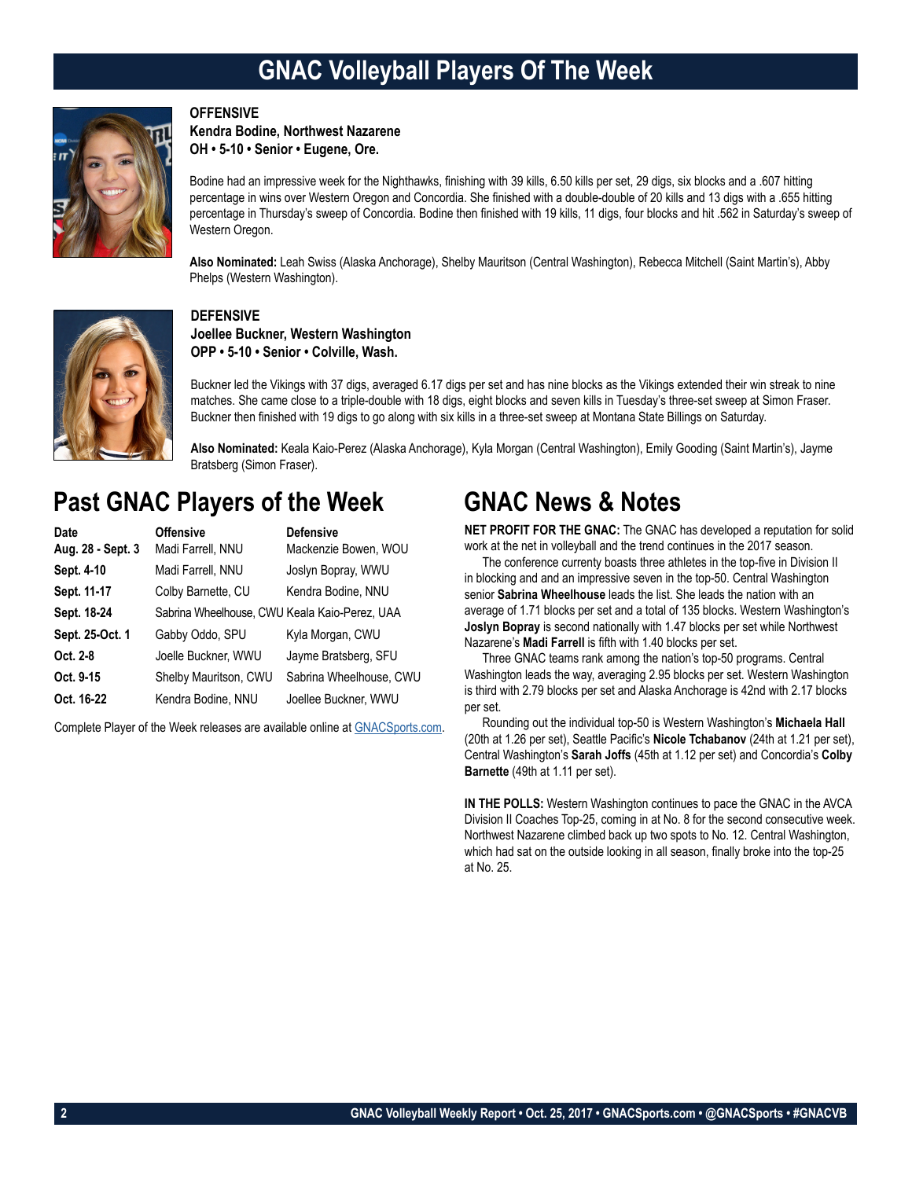# GNAC Volleyball Players Of The Week

**OFFENSIVE**
**Kendra Bodine, Northwest Nazarene**
**OH • 5-10 • Senior • Eugene, Ore.**

Bodine had an impressive week for the Nighthawks, finishing with 39 kills, 6.50 kills per set, 29 digs, six blocks and a .607 hitting percentage in wins over Western Oregon and Concordia. She finished with a double-double of 20 kills and 13 digs with a .655 hitting percentage in Thursday's sweep of Concordia. Bodine then finished with 19 kills, 11 digs, four blocks and hit .562 in Saturday's sweep of Western Oregon.

**Also Nominated:** Leah Swiss (Alaska Anchorage), Shelby Mauritson (Central Washington), Rebecca Mitchell (Saint Martin's), Abby Phelps (Western Washington).

**DEFENSIVE**
**Joellee Buckner, Western Washington**
**OPP • 5-10 • Senior • Colville, Wash.**

Buckner led the Vikings with 37 digs, averaged 6.17 digs per set and has nine blocks as the Vikings extended their win streak to nine matches. She came close to a triple-double with 18 digs, eight blocks and seven kills in Tuesday's three-set sweep at Simon Fraser. Buckner then finished with 19 digs to go along with six kills in a three-set sweep at Montana State Billings on Saturday.

**Also Nominated:** Keala Kaio-Perez (Alaska Anchorage), Kyla Morgan (Central Washington), Emily Gooding (Saint Martin's), Jayme Bratsberg (Simon Fraser).

## Past GNAC Players of the Week

| Date | Offensive | Defensive |
|---|---|---|
| Aug. 28 - Sept. 3 | Madi Farrell, NNU | Mackenzie Bowen, WOU |
| Sept. 4-10 | Madi Farrell, NNU | Joslyn Bopray, WWU |
| Sept. 11-17 | Colby Barnette, CU | Kendra Bodine, NNU |
| Sept. 18-24 | Sabrina Wheelhouse, CWU | Keala Kaio-Perez, UAA |
| Sept. 25-Oct. 1 | Gabby Oddo, SPU | Kyla Morgan, CWU |
| Oct. 2-8 | Joelle Buckner, WWU | Jayme Bratsberg, SFU |
| Oct. 9-15 | Shelby Mauritson, CWU | Sabrina Wheelhouse, CWU |
| Oct. 16-22 | Kendra Bodine, NNU | Joellee Buckner, WWU |

Complete Player of the Week releases are available online at GNACSports.com.

## GNAC News & Notes

**NET PROFIT FOR THE GNAC:** The GNAC has developed a reputation for solid work at the net in volleyball and the trend continues in the 2017 season.

The conference currenty boasts three athletes in the top-five in Division II in blocking and and an impressive seven in the top-50. Central Washington senior **Sabrina Wheelhouse** leads the list. She leads the nation with an average of 1.71 blocks per set and a total of 135 blocks. Western Washington's **Joslyn Bopray** is second nationally with 1.47 blocks per set while Northwest Nazarene's **Madi Farrell** is fifth with 1.40 blocks per set.

Three GNAC teams rank among the nation's top-50 programs. Central Washington leads the way, averaging 2.95 blocks per set. Western Washington is third with 2.79 blocks per set and Alaska Anchorage is 42nd with 2.17 blocks per set.

Rounding out the individual top-50 is Western Washington's **Michaela Hall** (20th at 1.26 per set), Seattle Pacific's **Nicole Tchabanov** (24th at 1.21 per set), Central Washington's **Sarah Joffs** (45th at 1.12 per set) and Concordia's **Colby Barnette** (49th at 1.11 per set).

**IN THE POLLS:** Western Washington continues to pace the GNAC in the AVCA Division II Coaches Top-25, coming in at No. 8 for the second consecutive week. Northwest Nazarene climbed back up two spots to No. 12. Central Washington, which had sat on the outside looking in all season, finally broke into the top-25 at No. 25.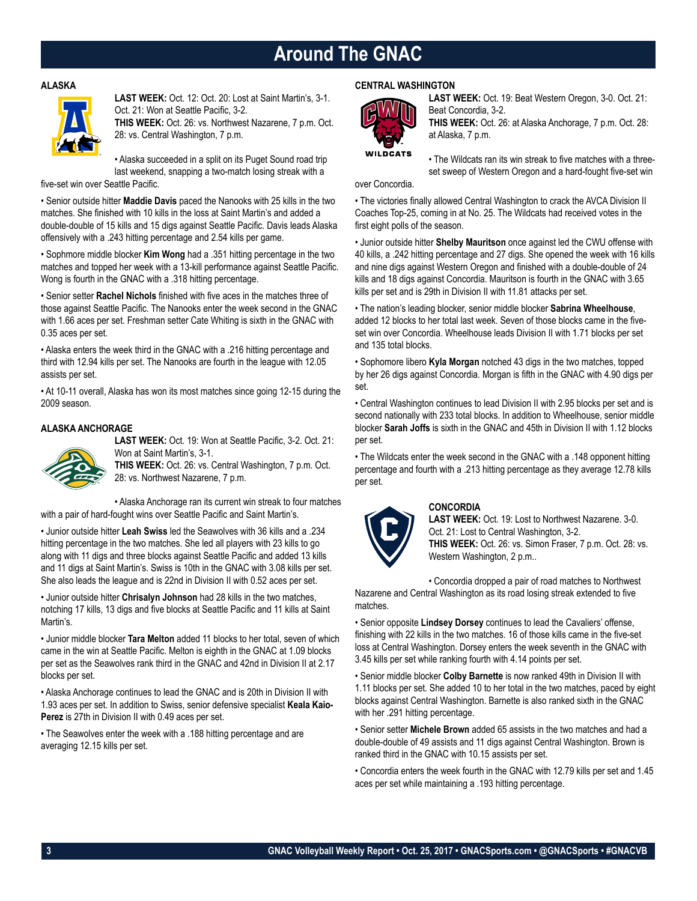# Around The GNAC

## ALASKA

**LAST WEEK:** Oct. 12: Oct. 20: Lost at Saint Martin's, 3-1. Oct. 21: Won at Seattle Pacific, 3-2.
**THIS WEEK:** Oct. 26: vs. Northwest Nazarene, 7 p.m. Oct. 28: vs. Central Washington, 7 p.m.

• Alaska succeeded in a split on its Puget Sound road trip last weekend, snapping a two-match losing streak with a five-set win over Seattle Pacific.

• Senior outside hitter **Maddie Davis** paced the Nanooks with 25 kills in the two matches. She finished with 10 kills in the loss at Saint Martin's and added a double-double of 15 kills and 15 digs against Seattle Pacific. Davis leads Alaska offensively with a .243 hitting percentage and 2.54 kills per game.

• Sophomore middle blocker **Kim Wong** had a .351 hitting percentage in the two matches and topped her week with a 13-kill performance against Seattle Pacific. Wong is fourth in the GNAC with a .318 hitting percentage.

• Senior setter **Rachel Nichols** finished with five aces in the matches three of those against Seattle Pacific. The Nanooks enter the week second in the GNAC with 1.66 aces per set. Freshman setter Cate Whiting is sixth in the GNAC with 0.35 aces per set.

• Alaska enters the week third in the GNAC with a .216 hitting percentage and third with 12.94 kills per set. The Nanooks are fourth in the league with 12.05 assists per set.

• At 10-11 overall, Alaska has won its most matches since going 12-15 during the 2009 season.

## ALASKA ANCHORAGE

**LAST WEEK:** Oct. 19: Won at Seattle Pacific, 3-2. Oct. 21: Won at Saint Martin's, 3-1.
**THIS WEEK:** Oct. 26: vs. Central Washington, 7 p.m. Oct. 28: vs. Northwest Nazarene, 7 p.m.

• Alaska Anchorage ran its current win streak to four matches with a pair of hard-fought wins over Seattle Pacific and Saint Martin's.

• Junior outside hitter **Leah Swiss** led the Seawolves with 36 kills and a .234 hitting percentage in the two matches. She led all players with 23 kills to go along with 11 digs and three blocks against Seattle Pacific and added 13 kills and 11 digs at Saint Martin's. Swiss is 10th in the GNAC with 3.08 kills per set. She also leads the league and is 22nd in Division II with 0.52 aces per set.

• Junior outside hitter **Chrisalyn Johnson** had 28 kills in the two matches, notching 17 kills, 13 digs and five blocks at Seattle Pacific and 11 kills at Saint Martin's.

• Junior middle blocker **Tara Melton** added 11 blocks to her total, seven of which came in the win at Seattle Pacific. Melton is eighth in the GNAC at 1.09 blocks per set as the Seawolves rank third in the GNAC and 42nd in Division II at 2.17 blocks per set.

• Alaska Anchorage continues to lead the GNAC and is 20th in Division II with 1.93 aces per set. In addition to Swiss, senior defensive specialist **Keala Kaio-Perez** is 27th in Division II with 0.49 aces per set.

• The Seawolves enter the week with a .188 hitting percentage and are averaging 12.15 kills per set.

## CENTRAL WASHINGTON

**LAST WEEK:** Oct. 19: Beat Western Oregon, 3-0. Oct. 21: Beat Concordia, 3-2.
**THIS WEEK:** Oct. 26: at Alaska Anchorage, 7 p.m. Oct. 28: at Alaska, 7 p.m.

• The Wildcats ran its win streak to five matches with a three-set sweep of Western Oregon and a hard-fought five-set win over Concordia.

• The victories finally allowed Central Washington to crack the AVCA Division II Coaches Top-25, coming in at No. 25. The Wildcats had received votes in the first eight polls of the season.

• Junior outside hitter **Shelby Mauritson** once against led the CWU offense with 40 kills, a .242 hitting percentage and 27 digs. She opened the week with 16 kills and nine digs against Western Oregon and finished with a double-double of 24 kills and 18 digs against Concordia. Mauritson is fourth in the GNAC with 3.65 kills per set and is 29th in Division II with 11.81 attacks per set.

• The nation's leading blocker, senior middle blocker **Sabrina Wheelhouse**, added 12 blocks to her total last week. Seven of those blocks came in the five-set win over Concordia. Wheelhouse leads Division II with 1.71 blocks per set and 135 total blocks.

• Sophomore libero **Kyla Morgan** notched 43 digs in the two matches, topped by her 26 digs against Concordia. Morgan is fifth in the GNAC with 4.90 digs per set.

• Central Washington continues to lead Division II with 2.95 blocks per set and is second nationally with 233 total blocks. In addition to Wheelhouse, senior middle blocker **Sarah Joffs** is sixth in the GNAC and 45th in Division II with 1.12 blocks per set.

• The Wildcats enter the week second in the GNAC with a .148 opponent hitting percentage and fourth with a .213 hitting percentage as they average 12.78 kills per set.

## CONCORDIA

**LAST WEEK:** Oct. 19: Lost to Northwest Nazarene. 3-0. Oct. 21: Lost to Central Washington, 3-2.
**THIS WEEK:** Oct. 26: vs. Simon Fraser, 7 p.m. Oct. 28: vs. Western Washington, 2 p.m..

• Concordia dropped a pair of road matches to Northwest Nazarene and Central Washington as its road losing streak extended to five matches.

• Senior opposite **Lindsey Dorsey** continues to lead the Cavaliers' offense, finishing with 22 kills in the two matches. 16 of those kills came in the five-set loss at Central Washington. Dorsey enters the week seventh in the GNAC with 3.45 kills per set while ranking fourth with 4.14 points per set.

• Senior middle blocker **Colby Barnette** is now ranked 49th in Division II with 1.11 blocks per set. She added 10 to her total in the two matches, paced by eight blocks against Central Washington. Barnette is also ranked sixth in the GNAC with her .291 hitting percentage.

• Senior setter **Michele Brown** added 65 assists in the two matches and had a double-double of 49 assists and 11 digs against Central Washington. Brown is ranked third in the GNAC with 10.15 assists per set.

• Concordia enters the week fourth in the GNAC with 12.79 kills per set and 1.45 aces per set while maintaining a .193 hitting percentage.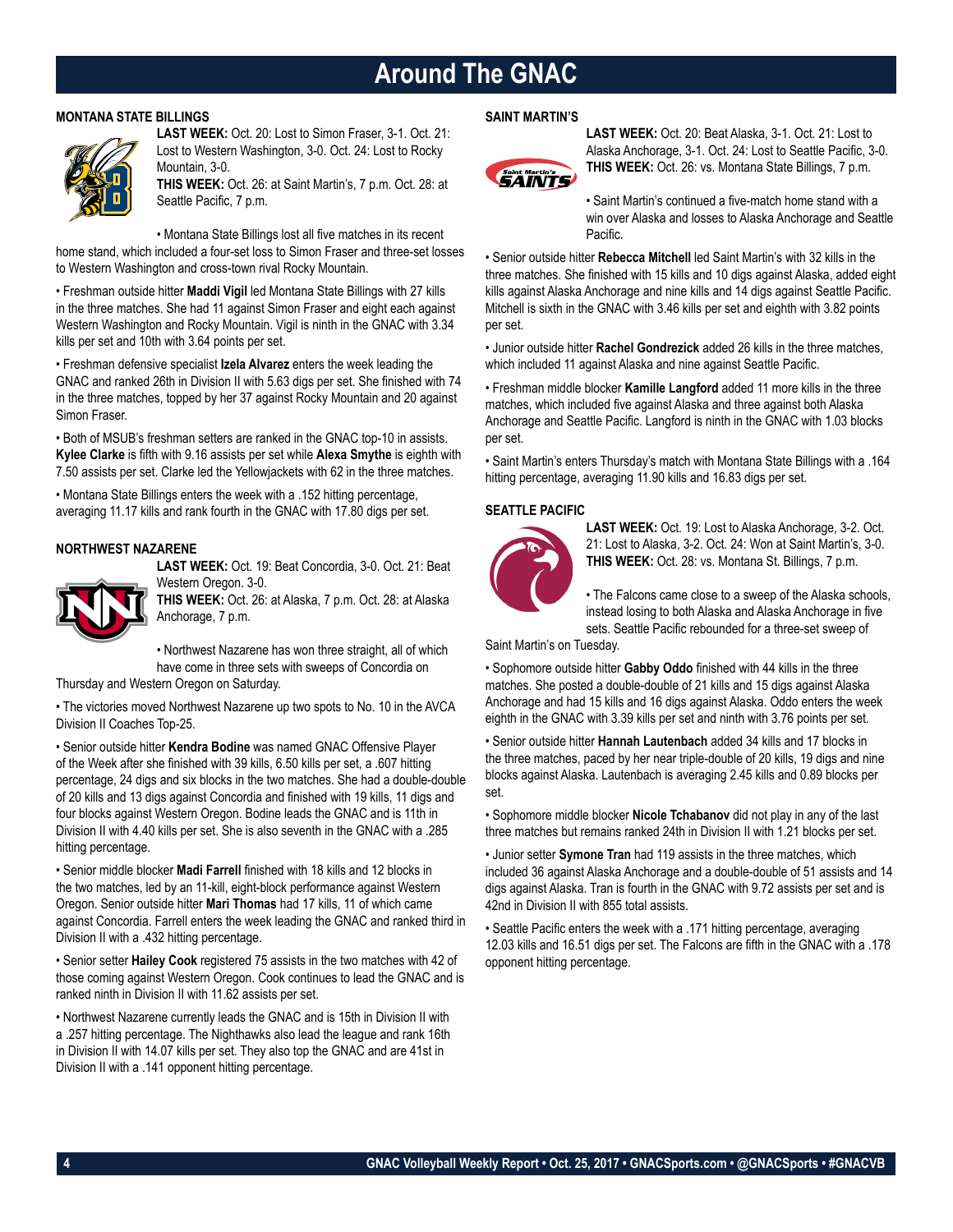# Around The GNAC

### MONTANA STATE BILLINGS

**LAST WEEK:** Oct. 20: Lost to Simon Fraser, 3-1. Oct. 21: Lost to Western Washington, 3-0. Oct. 24: Lost to Rocky Mountain, 3-0.
**THIS WEEK:** Oct. 26: at Saint Martin's, 7 p.m. Oct. 28: at Seattle Pacific, 7 p.m.

• Montana State Billings lost all five matches in its recent home stand, which included a four-set loss to Simon Fraser and three-set losses to Western Washington and cross-town rival Rocky Mountain.

• Freshman outside hitter **Maddi Vigil** led Montana State Billings with 27 kills in the three matches. She had 11 against Simon Fraser and eight each against Western Washington and Rocky Mountain. Vigil is ninth in the GNAC with 3.34 kills per set and 10th with 3.64 points per set.

• Freshman defensive specialist **Izela Alvarez** enters the week leading the GNAC and ranked 26th in Division II with 5.63 digs per set. She finished with 74 in the three matches, topped by her 37 against Rocky Mountain and 20 against Simon Fraser.

• Both of MSUB's freshman setters are ranked in the GNAC top-10 in assists. **Kylee Clarke** is fifth with 9.16 assists per set while **Alexa Smythe** is eighth with 7.50 assists per set. Clarke led the Yellowjackets with 62 in the three matches.

• Montana State Billings enters the week with a .152 hitting percentage, averaging 11.17 kills and rank fourth in the GNAC with 17.80 digs per set.

### NORTHWEST NAZARENE

**LAST WEEK:** Oct. 19: Beat Concordia, 3-0. Oct. 21: Beat Western Oregon. 3-0.
**THIS WEEK:** Oct. 26: at Alaska, 7 p.m. Oct. 28: at Alaska Anchorage, 7 p.m.

• Northwest Nazarene has won three straight, all of which have come in three sets with sweeps of Concordia on Thursday and Western Oregon on Saturday.

• The victories moved Northwest Nazarene up two spots to No. 10 in the AVCA Division II Coaches Top-25.

• Senior outside hitter **Kendra Bodine** was named GNAC Offensive Player of the Week after she finished with 39 kills, 6.50 kills per set, a .607 hitting percentage, 24 digs and six blocks in the two matches. She had a double-double of 20 kills and 13 digs against Concordia and finished with 19 kills, 11 digs and four blocks against Western Oregon. Bodine leads the GNAC and is 11th in Division II with 4.40 kills per set. She is also seventh in the GNAC with a .285 hitting percentage.

• Senior middle blocker **Madi Farrell** finished with 18 kills and 12 blocks in the two matches, led by an 11-kill, eight-block performance against Western Oregon. Senior outside hitter **Mari Thomas** had 17 kills, 11 of which came against Concordia. Farrell enters the week leading the GNAC and ranked third in Division II with a .432 hitting percentage.

• Senior setter **Hailey Cook** registered 75 assists in the two matches with 42 of those coming against Western Oregon. Cook continues to lead the GNAC and is ranked ninth in Division II with 11.62 assists per set.

• Northwest Nazarene currently leads the GNAC and is 15th in Division II with a .257 hitting percentage. The Nighthawks also lead the league and rank 16th in Division II with 14.07 kills per set. They also top the GNAC and are 41st in Division II with a .141 opponent hitting percentage.

### SAINT MARTIN'S

**LAST WEEK:** Oct. 20: Beat Alaska, 3-1. Oct. 21: Lost to Alaska Anchorage, 3-1. Oct. 24: Lost to Seattle Pacific, 3-0.
**THIS WEEK:** Oct. 26: vs. Montana State Billings, 7 p.m.

• Saint Martin's continued a five-match home stand with a win over Alaska and losses to Alaska Anchorage and Seattle Pacific.

• Senior outside hitter **Rebecca Mitchell** led Saint Martin's with 32 kills in the three matches. She finished with 15 kills and 10 digs against Alaska, added eight kills against Alaska Anchorage and nine kills and 14 digs against Seattle Pacific. Mitchell is sixth in the GNAC with 3.46 kills per set and eighth with 3.82 points per set.

• Junior outside hitter **Rachel Gondrezick** added 26 kills in the three matches, which included 11 against Alaska and nine against Seattle Pacific.

• Freshman middle blocker **Kamille Langford** added 11 more kills in the three matches, which included five against Alaska and three against both Alaska Anchorage and Seattle Pacific. Langford is ninth in the GNAC with 1.03 blocks per set.

• Saint Martin's enters Thursday's match with Montana State Billings with a .164 hitting percentage, averaging 11.90 kills and 16.83 digs per set.

### SEATTLE PACIFIC

**LAST WEEK:** Oct. 19: Lost to Alaska Anchorage, 3-2. Oct. 21: Lost to Alaska, 3-2. Oct. 24: Won at Saint Martin's, 3-0.
**THIS WEEK:** Oct. 28: vs. Montana St. Billings, 7 p.m.

• The Falcons came close to a sweep of the Alaska schools, instead losing to both Alaska and Alaska Anchorage in five sets. Seattle Pacific rebounded for a three-set sweep of Saint Martin's on Tuesday.

• Sophomore outside hitter **Gabby Oddo** finished with 44 kills in the three matches. She posted a double-double of 21 kills and 15 digs against Alaska Anchorage and had 15 kills and 16 digs against Alaska. Oddo enters the week eighth in the GNAC with 3.39 kills per set and ninth with 3.76 points per set.

• Senior outside hitter **Hannah Lautenbach** added 34 kills and 17 blocks in the three matches, paced by her near triple-double of 20 kills, 19 digs and nine blocks against Alaska. Lautenbach is averaging 2.45 kills and 0.89 blocks per set.

• Sophomore middle blocker **Nicole Tchabanov** did not play in any of the last three matches but remains ranked 24th in Division II with 1.21 blocks per set.

• Junior setter **Symone Tran** had 119 assists in the three matches, which included 36 against Alaska Anchorage and a double-double of 51 assists and 14 digs against Alaska. Tran is fourth in the GNAC with 9.72 assists per set and is 42nd in Division II with 855 total assists.

• Seattle Pacific enters the week with a .171 hitting percentage, averaging 12.03 kills and 16.51 digs per set. The Falcons are fifth in the GNAC with a .178 opponent hitting percentage.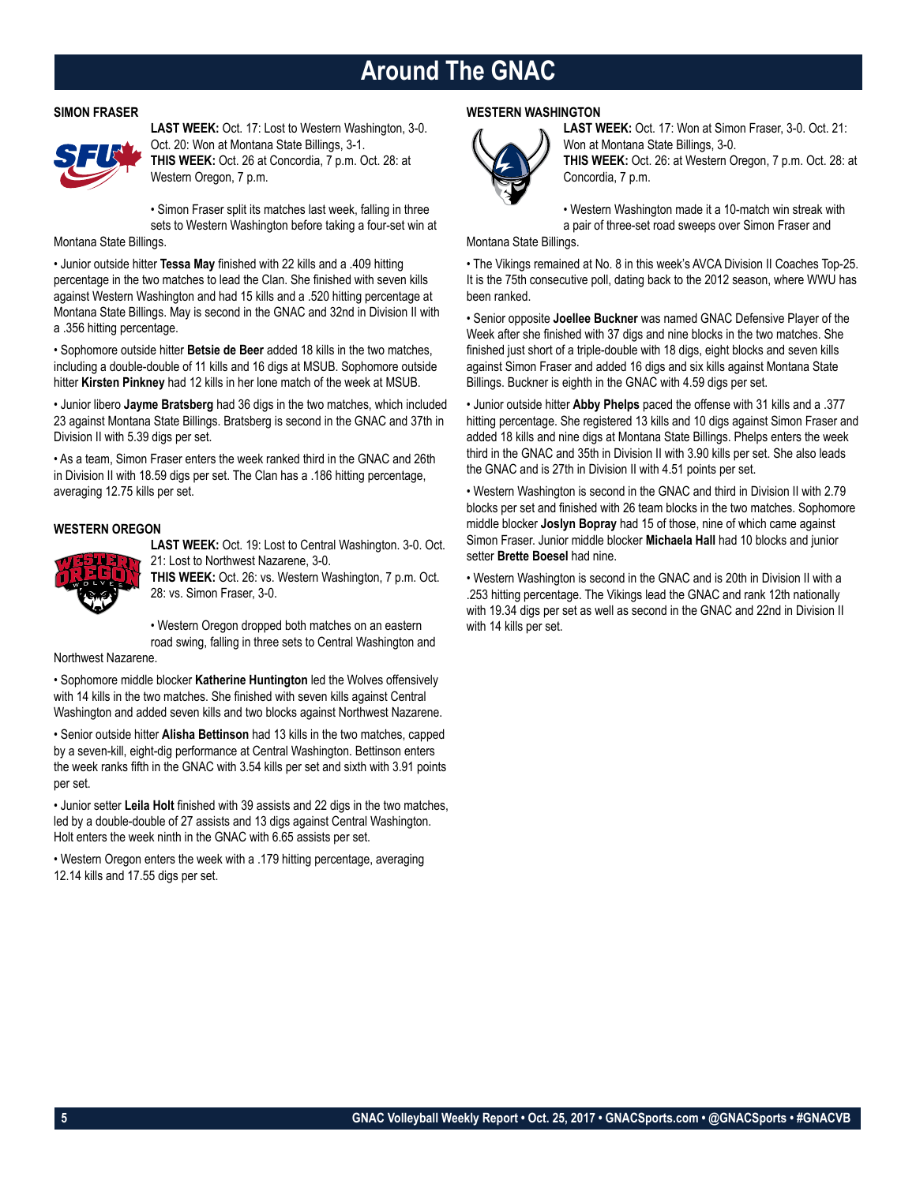# Around The GNAC

## SIMON FRASER

**LAST WEEK:** Oct. 17: Lost to Western Washington, 3-0. Oct. 20: Won at Montana State Billings, 3-1.
**THIS WEEK:** Oct. 26 at Concordia, 7 p.m. Oct. 28: at Western Oregon, 7 p.m.

• Simon Fraser split its matches last week, falling in three sets to Western Washington before taking a four-set win at Montana State Billings.

• Junior outside hitter **Tessa May** finished with 22 kills and a .409 hitting percentage in the two matches to lead the Clan. She finished with seven kills against Western Washington and had 15 kills and a .520 hitting percentage at Montana State Billings. May is second in the GNAC and 32nd in Division II with a .356 hitting percentage.

• Sophomore outside hitter **Betsie de Beer** added 18 kills in the two matches, including a double-double of 11 kills and 16 digs at MSUB. Sophomore outside hitter **Kirsten Pinkney** had 12 kills in her lone match of the week at MSUB.

• Junior libero **Jayme Bratsberg** had 36 digs in the two matches, which included 23 against Montana State Billings. Bratsberg is second in the GNAC and 37th in Division II with 5.39 digs per set.

• As a team, Simon Fraser enters the week ranked third in the GNAC and 26th in Division II with 18.59 digs per set. The Clan has a .186 hitting percentage, averaging 12.75 kills per set.

## WESTERN OREGON

**LAST WEEK:** Oct. 19: Lost to Central Washington. 3-0. Oct. 21: Lost to Northwest Nazarene, 3-0.
**THIS WEEK:** Oct. 26: vs. Western Washington, 7 p.m. Oct. 28: vs. Simon Fraser, 3-0.

• Western Oregon dropped both matches on an eastern road swing, falling in three sets to Central Washington and Northwest Nazarene.

• Sophomore middle blocker **Katherine Huntington** led the Wolves offensively with 14 kills in the two matches. She finished with seven kills against Central Washington and added seven kills and two blocks against Northwest Nazarene.

• Senior outside hitter **Alisha Bettinson** had 13 kills in the two matches, capped by a seven-kill, eight-dig performance at Central Washington. Bettinson enters the week ranks fifth in the GNAC with 3.54 kills per set and sixth with 3.91 points per set.

• Junior setter **Leila Holt** finished with 39 assists and 22 digs in the two matches, led by a double-double of 27 assists and 13 digs against Central Washington. Holt enters the week ninth in the GNAC with 6.65 assists per set.

• Western Oregon enters the week with a .179 hitting percentage, averaging 12.14 kills and 17.55 digs per set.

## WESTERN WASHINGTON

**LAST WEEK:** Oct. 17: Won at Simon Fraser, 3-0. Oct. 21: Won at Montana State Billings, 3-0.
**THIS WEEK:** Oct. 26: at Western Oregon, 7 p.m. Oct. 28: at Concordia, 7 p.m.

• Western Washington made it a 10-match win streak with a pair of three-set road sweeps over Simon Fraser and Montana State Billings.

• The Vikings remained at No. 8 in this week's AVCA Division II Coaches Top-25. It is the 75th consecutive poll, dating back to the 2012 season, where WWU has been ranked.

• Senior opposite **Joellee Buckner** was named GNAC Defensive Player of the Week after she finished with 37 digs and nine blocks in the two matches. She finished just short of a triple-double with 18 digs, eight blocks and seven kills against Simon Fraser and added 16 digs and six kills against Montana State Billings. Buckner is eighth in the GNAC with 4.59 digs per set.

• Junior outside hitter **Abby Phelps** paced the offense with 31 kills and a .377 hitting percentage. She registered 13 kills and 10 digs against Simon Fraser and added 18 kills and nine digs at Montana State Billings. Phelps enters the week third in the GNAC and 35th in Division II with 3.90 kills per set. She also leads the GNAC and is 27th in Division II with 4.51 points per set.

• Western Washington is second in the GNAC and third in Division II with 2.79 blocks per set and finished with 26 team blocks in the two matches. Sophomore middle blocker **Joslyn Bopray** had 15 of those, nine of which came against Simon Fraser. Junior middle blocker **Michaela Hall** had 10 blocks and junior setter **Brette Boesel** had nine.

• Western Washington is second in the GNAC and is 20th in Division II with a .253 hitting percentage. The Vikings lead the GNAC and rank 12th nationally with 19.34 digs per set as well as second in the GNAC and 22nd in Division II with 14 kills per set.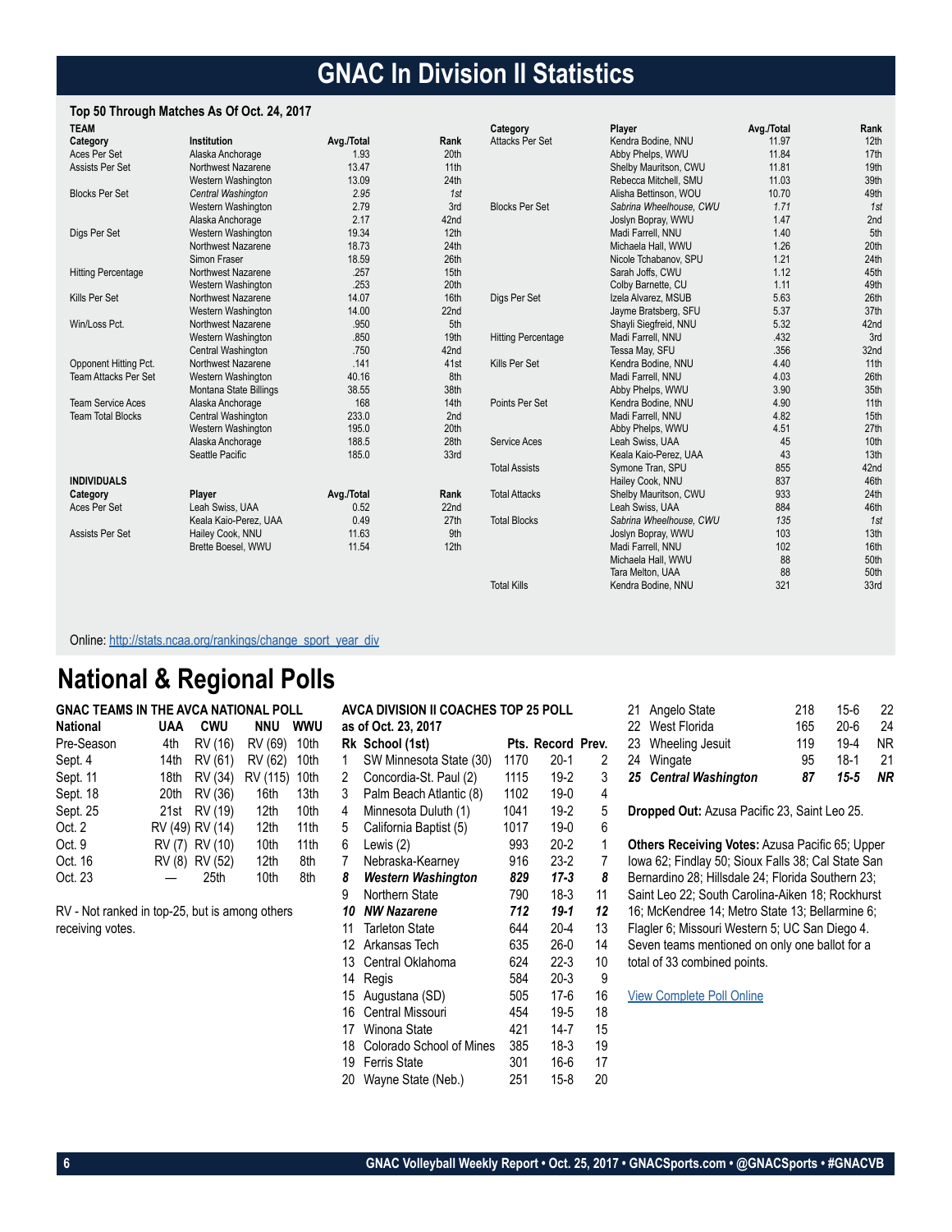# GNAC In Division II Statistics

### Top 50 Through Matches As Of Oct. 24, 2017

**TEAM**

| Category | Institution | Avg./Total | Rank |
|---|---|---|---|
| Aces Per Set | Alaska Anchorage | 1.93 | 20th |
| Assists Per Set | Northwest Nazarene | 13.47 | 11th |
| | Western Washington | 13.09 | 24th |
| Blocks Per Set | *Central Washington* | *2.95* | *1st* |
| | Western Washington | 2.79 | 3rd |
| | Alaska Anchorage | 2.17 | 42nd |
| Digs Per Set | Western Washington | 19.34 | 12th |
| | Northwest Nazarene | 18.73 | 24th |
| | Simon Fraser | 18.59 | 26th |
| Hitting Percentage | Northwest Nazarene | .257 | 15th |
| | Western Washington | .253 | 20th |
| Kills Per Set | Northwest Nazarene | 14.07 | 16th |
| | Western Washington | 14.00 | 22nd |
| Win/Loss Pct. | Northwest Nazarene | .950 | 5th |
| | Western Washington | .850 | 19th |
| | Central Washington | .750 | 42nd |
| Opponent Hitting Pct. | Northwest Nazarene | .141 | 41st |
| Team Attacks Per Set | Western Washington | 40.16 | 8th |
| | Montana State Billings | 38.55 | 38th |
| Team Service Aces | Alaska Anchorage | 168 | 14th |
| Team Total Blocks | Central Washington | 233.0 | 2nd |
| | Western Washington | 195.0 | 20th |
| | Alaska Anchorage | 188.5 | 28th |
| | Seattle Pacific | 185.0 | 33rd |

**INDIVIDUALS**

| Category | Player | Avg./Total | Rank |
|---|---|---|---|
| Aces Per Set | Leah Swiss, UAA | 0.52 | 22nd |
| | Keala Kaio-Perez, UAA | 0.49 | 27th |
| Assists Per Set | Hailey Cook, NNU | 11.63 | 9th |
| | Brette Boesel, WWU | 11.54 | 12th |
| Attacks Per Set | Kendra Bodine, NNU | 11.97 | 12th |
| | Abby Phelps, WWU | 11.84 | 17th |
| | Shelby Mauritson, CWU | 11.81 | 19th |
| | Rebecca Mitchell, SMU | 11.03 | 39th |
| | Alisha Bettinson, WOU | 10.70 | 49th |
| Blocks Per Set | *Sabrina Wheelhouse, CWU* | *1.71* | *1st* |
| | Joslyn Bopray, WWU | 1.47 | 2nd |
| | Madi Farrell, NNU | 1.40 | 5th |
| | Michaela Hall, WWU | 1.26 | 20th |
| | Nicole Tchabanov, SPU | 1.21 | 24th |
| | Sarah Joffs, CWU | 1.12 | 45th |
| | Colby Barnette, CU | 1.11 | 49th |
| Digs Per Set | Izela Alvarez, MSUB | 5.63 | 26th |
| | Jayme Bratsberg, SFU | 5.37 | 37th |
| | Shayli Siegfreid, NNU | 5.32 | 42nd |
| Hitting Percentage | Madi Farrell, NNU | .432 | 3rd |
| | Tessa May, SFU | .356 | 32nd |
| Kills Per Set | Kendra Bodine, NNU | 4.40 | 11th |
| | Madi Farrell, NNU | 4.03 | 26th |
| | Abby Phelps, WWU | 3.90 | 35th |
| Points Per Set | Kendra Bodine, NNU | 4.90 | 11th |
| | Madi Farrell, NNU | 4.82 | 15th |
| | Abby Phelps, WWU | 4.51 | 27th |
| Service Aces | Leah Swiss, UAA | 45 | 10th |
| | Keala Kaio-Perez, UAA | 43 | 13th |
| Total Assists | Symone Tran, SPU | 855 | 42nd |
| | Hailey Cook, NNU | 837 | 46th |
| Total Attacks | Shelby Mauritson, CWU | 933 | 24th |
| | Leah Swiss, UAA | 884 | 46th |
| Total Blocks | *Sabrina Wheelhouse, CWU* | *135* | *1st* |
| | Joslyn Bopray, WWU | 103 | 13th |
| | Madi Farrell, NNU | 102 | 16th |
| | Michaela Hall, WWU | 88 | 50th |
| | Tara Melton, UAA | 88 | 50th |
| Total Kills | Kendra Bodine, NNU | 321 | 33rd |

Online: http://stats.ncaa.org/rankings/change_sport_year_div

# National & Regional Polls

### GNAC TEAMS IN THE AVCA NATIONAL POLL

| National | UAA | CWU | NNU | WWU |
|---|---|---|---|---|
| Pre-Season | 4th | RV (16) | RV (69) | 10th |
| Sept. 4 | 14th | RV (61) | RV (62) | 10th |
| Sept. 11 | 18th | RV (34) | RV (115) | 10th |
| Sept. 18 | 20th | RV (36) | 16th | 13th |
| Sept. 25 | 21st | RV (19) | 12th | 10th |
| Oct. 2 | RV (49) | RV (14) | 12th | 11th |
| Oct. 9 | RV (7) | RV (10) | 10th | 11th |
| Oct. 16 | RV (8) | RV (52) | 12th | 8th |
| Oct. 23 | — | 25th | 10th | 8th |

RV - Not ranked in top-25, but is among others receiving votes.

### AVCA DIVISION II COACHES TOP 25 POLL
**as of Oct. 23, 2017**

| Rk | School (1st) | Pts. | Record | Prev. |
|---|---|---|---|---|
| 1 | SW Minnesota State (30) | 1170 | 20-1 | 2 |
| 2 | Concordia-St. Paul (2) | 1115 | 19-2 | 3 |
| 3 | Palm Beach Atlantic (8) | 1102 | 19-0 | 4 |
| 4 | Minnesota Duluth (1) | 1041 | 19-2 | 5 |
| 5 | California Baptist (5) | 1017 | 19-0 | 6 |
| 6 | Lewis (2) | 993 | 20-2 | 1 |
| 7 | Nebraska-Kearney | 916 | 23-2 | 7 |
| ***8*** | ***Western Washington*** | ***829*** | ***17-3*** | ***8*** |
| 9 | Northern State | 790 | 18-3 | 11 |
| ***10*** | ***NW Nazarene*** | ***712*** | ***19-1*** | ***12*** |
| 11 | Tarleton State | 644 | 20-4 | 13 |
| 12 | Arkansas Tech | 635 | 26-0 | 14 |
| 13 | Central Oklahoma | 624 | 22-3 | 10 |
| 14 | Regis | 584 | 20-3 | 9 |
| 15 | Augustana (SD) | 505 | 17-6 | 16 |
| 16 | Central Missouri | 454 | 19-5 | 18 |
| 17 | Winona State | 421 | 14-7 | 15 |
| 18 | Colorado School of Mines | 385 | 18-3 | 19 |
| 19 | Ferris State | 301 | 16-6 | 17 |
| 20 | Wayne State (Neb.) | 251 | 15-8 | 20 |
| 21 | Angelo State | 218 | 15-6 | 22 |
| 22 | West Florida | 165 | 20-6 | 24 |
| 23 | Wheeling Jesuit | 119 | 19-4 | NR |
| 24 | Wingate | 95 | 18-1 | 21 |
| ***25*** | ***Central Washington*** | ***87*** | ***15-5*** | ***NR*** |

**Dropped Out:** Azusa Pacific 23, Saint Leo 25.

**Others Receiving Votes:** Azusa Pacific 65; Upper Iowa 62; Findlay 50; Sioux Falls 38; Cal State San Bernardino 28; Hillsdale 24; Florida Southern 23; Saint Leo 22; South Carolina-Aiken 18; Rockhurst 16; McKendree 14; Metro State 13; Bellarmine 6; Flagler 6; Missouri Western 5; UC San Diego 4. Seven teams mentioned on only one ballot for a total of 33 combined points.

View Complete Poll Online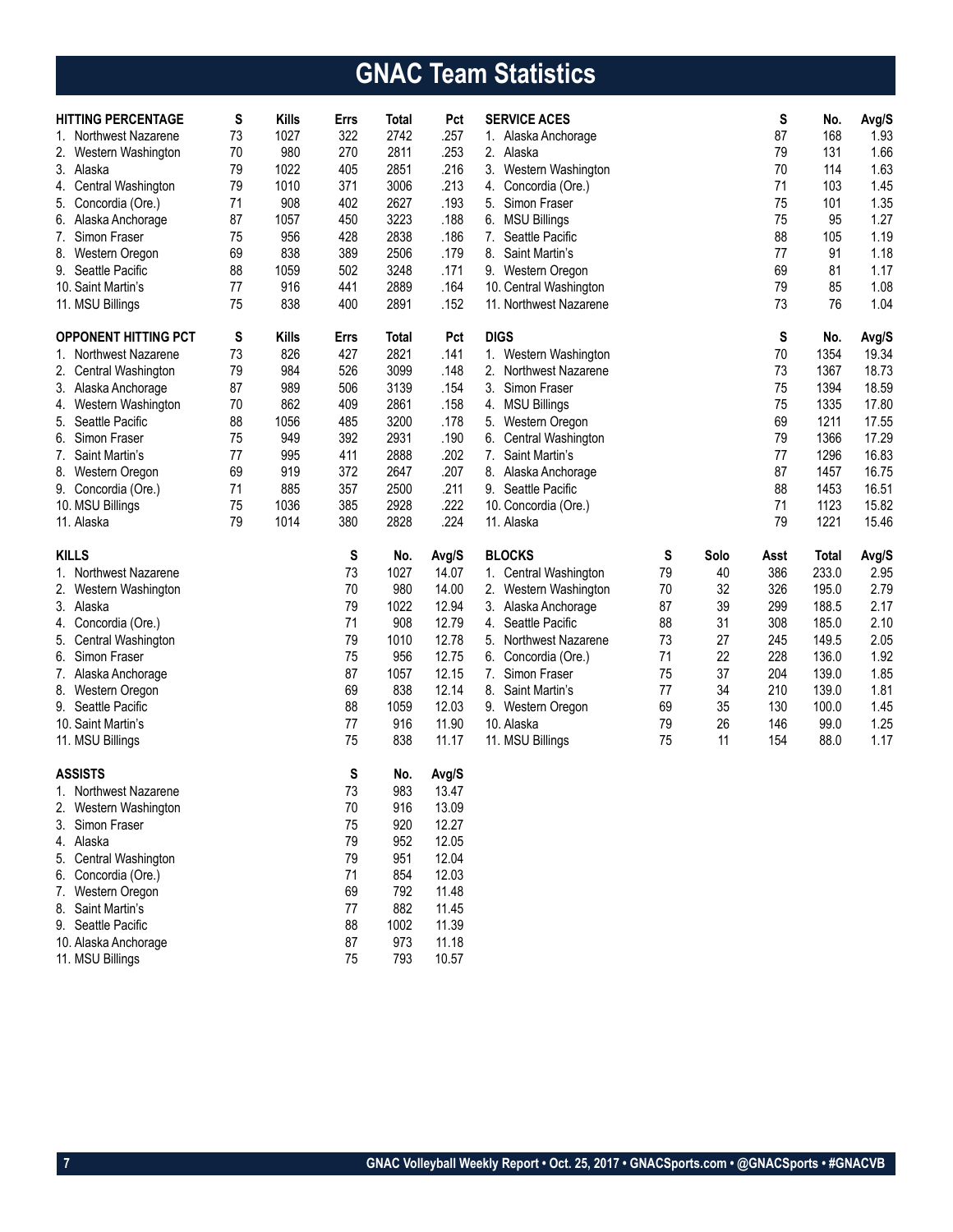# GNAC Team Statistics

| HITTING PERCENTAGE | S | Kills | Errs | Total | Pct |
|---|---|---|---|---|---|
| 1. Northwest Nazarene | 73 | 1027 | 322 | 2742 | .257 |
| 2. Western Washington | 70 | 980 | 270 | 2811 | .253 |
| 3. Alaska | 79 | 1022 | 405 | 2851 | .216 |
| 4. Central Washington | 79 | 1010 | 371 | 3006 | .213 |
| 5. Concordia (Ore.) | 71 | 908 | 402 | 2627 | .193 |
| 6. Alaska Anchorage | 87 | 1057 | 450 | 3223 | .188 |
| 7. Simon Fraser | 75 | 956 | 428 | 2838 | .186 |
| 8. Western Oregon | 69 | 838 | 389 | 2506 | .179 |
| 9. Seattle Pacific | 88 | 1059 | 502 | 3248 | .171 |
| 10. Saint Martin's | 77 | 916 | 441 | 2889 | .164 |
| 11. MSU Billings | 75 | 838 | 400 | 2891 | .152 |

| OPPONENT HITTING PCT | S | Kills | Errs | Total | Pct |
|---|---|---|---|---|---|
| 1. Northwest Nazarene | 73 | 826 | 427 | 2821 | .141 |
| 2. Central Washington | 79 | 984 | 526 | 3099 | .148 |
| 3. Alaska Anchorage | 87 | 989 | 506 | 3139 | .154 |
| 4. Western Washington | 70 | 862 | 409 | 2861 | .158 |
| 5. Seattle Pacific | 88 | 1056 | 485 | 3200 | .178 |
| 6. Simon Fraser | 75 | 949 | 392 | 2931 | .190 |
| 7. Saint Martin's | 77 | 995 | 411 | 2888 | .202 |
| 8. Western Oregon | 69 | 919 | 372 | 2647 | .207 |
| 9. Concordia (Ore.) | 71 | 885 | 357 | 2500 | .211 |
| 10. MSU Billings | 75 | 1036 | 385 | 2928 | .222 |
| 11. Alaska | 79 | 1014 | 380 | 2828 | .224 |

| KILLS | S | No. | Avg/S |
|---|---|---|---|
| 1. Northwest Nazarene | 73 | 1027 | 14.07 |
| 2. Western Washington | 70 | 980 | 14.00 |
| 3. Alaska | 79 | 1022 | 12.94 |
| 4. Concordia (Ore.) | 71 | 908 | 12.79 |
| 5. Central Washington | 79 | 1010 | 12.78 |
| 6. Simon Fraser | 75 | 956 | 12.75 |
| 7. Alaska Anchorage | 87 | 1057 | 12.15 |
| 8. Western Oregon | 69 | 838 | 12.14 |
| 9. Seattle Pacific | 88 | 1059 | 12.03 |
| 10. Saint Martin's | 77 | 916 | 11.90 |
| 11. MSU Billings | 75 | 838 | 11.17 |

| ASSISTS | S | No. | Avg/S |
|---|---|---|---|
| 1. Northwest Nazarene | 73 | 983 | 13.47 |
| 2. Western Washington | 70 | 916 | 13.09 |
| 3. Simon Fraser | 75 | 920 | 12.27 |
| 4. Alaska | 79 | 952 | 12.05 |
| 5. Central Washington | 79 | 951 | 12.04 |
| 6. Concordia (Ore.) | 71 | 854 | 12.03 |
| 7. Western Oregon | 69 | 792 | 11.48 |
| 8. Saint Martin's | 77 | 882 | 11.45 |
| 9. Seattle Pacific | 88 | 1002 | 11.39 |
| 10. Alaska Anchorage | 87 | 973 | 11.18 |
| 11. MSU Billings | 75 | 793 | 10.57 |

| SERVICE ACES | S | No. | Avg/S |
|---|---|---|---|
| 1. Alaska Anchorage | 87 | 168 | 1.93 |
| 2. Alaska | 79 | 131 | 1.66 |
| 3. Western Washington | 70 | 114 | 1.63 |
| 4. Concordia (Ore.) | 71 | 103 | 1.45 |
| 5. Simon Fraser | 75 | 101 | 1.35 |
| 6. MSU Billings | 75 | 95 | 1.27 |
| 7. Seattle Pacific | 88 | 105 | 1.19 |
| 8. Saint Martin's | 77 | 91 | 1.18 |
| 9. Western Oregon | 69 | 81 | 1.17 |
| 10. Central Washington | 79 | 85 | 1.08 |
| 11. Northwest Nazarene | 73 | 76 | 1.04 |

| DIGS | S | No. | Avg/S |
|---|---|---|---|
| 1. Western Washington | 70 | 1354 | 19.34 |
| 2. Northwest Nazarene | 73 | 1367 | 18.73 |
| 3. Simon Fraser | 75 | 1394 | 18.59 |
| 4. MSU Billings | 75 | 1335 | 17.80 |
| 5. Western Oregon | 69 | 1211 | 17.55 |
| 6. Central Washington | 79 | 1366 | 17.29 |
| 7. Saint Martin's | 77 | 1296 | 16.83 |
| 8. Alaska Anchorage | 87 | 1457 | 16.75 |
| 9. Seattle Pacific | 88 | 1453 | 16.51 |
| 10. Concordia (Ore.) | 71 | 1123 | 15.82 |
| 11. Alaska | 79 | 1221 | 15.46 |

| BLOCKS | S | Solo | Asst | Total | Avg/S |
|---|---|---|---|---|---|
| 1. Central Washington | 79 | 40 | 386 | 233.0 | 2.95 |
| 2. Western Washington | 70 | 32 | 326 | 195.0 | 2.79 |
| 3. Alaska Anchorage | 87 | 39 | 299 | 188.5 | 2.17 |
| 4. Seattle Pacific | 88 | 31 | 308 | 185.0 | 2.10 |
| 5. Northwest Nazarene | 73 | 27 | 245 | 149.5 | 2.05 |
| 6. Concordia (Ore.) | 71 | 22 | 228 | 136.0 | 1.92 |
| 7. Simon Fraser | 75 | 37 | 204 | 139.0 | 1.85 |
| 8. Saint Martin's | 77 | 34 | 210 | 139.0 | 1.81 |
| 9. Western Oregon | 69 | 35 | 130 | 100.0 | 1.45 |
| 10. Alaska | 79 | 26 | 146 | 99.0 | 1.25 |
| 11. MSU Billings | 75 | 11 | 154 | 88.0 | 1.17 |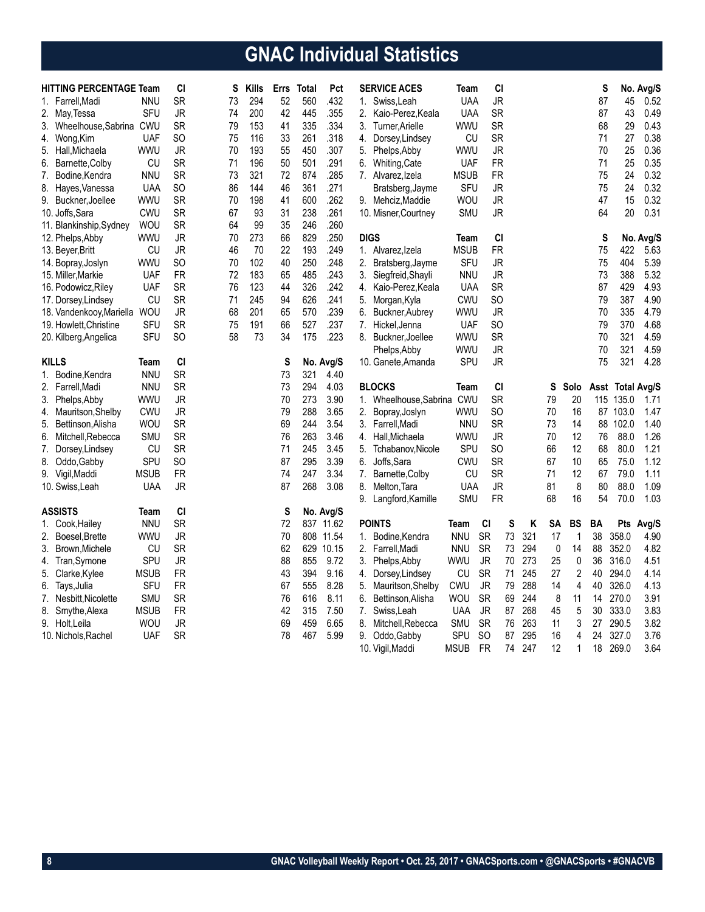# GNAC Individual Statistics

| HITTING PERCENTAGE | Team | Cl | S | Kills | Errs | Total | Pct |
|---|---|---|---|---|---|---|---|
| 1. Farrell,Madi | NNU | SR | 73 | 294 | 52 | 560 | .432 |
| 2. May,Tessa | SFU | JR | 74 | 200 | 42 | 445 | .355 |
| 3. Wheelhouse,Sabrina | CWU | SR | 79 | 153 | 41 | 335 | .334 |
| 4. Wong,Kim | UAF | SO | 75 | 116 | 33 | 261 | .318 |
| 5. Hall,Michaela | WWU | JR | 70 | 193 | 55 | 450 | .307 |
| 6. Barnette,Colby | CU | SR | 71 | 196 | 50 | 501 | .291 |
| 7. Bodine,Kendra | NNU | SR | 73 | 321 | 72 | 874 | .285 |
| 8. Hayes,Vanessa | UAA | SO | 86 | 144 | 46 | 361 | .271 |
| 9. Buckner,Joellee | WWU | SR | 70 | 198 | 41 | 600 | .262 |
| 10. Joffs,Sara | CWU | SR | 67 | 93 | 31 | 238 | .261 |
| 11. Blankinship,Sydney | WOU | SR | 64 | 99 | 35 | 246 | .260 |
| 12. Phelps,Abby | WWU | JR | 70 | 273 | 66 | 829 | .250 |
| 13. Beyer,Britt | CU | JR | 46 | 70 | 22 | 193 | .249 |
| 14. Bopray,Joslyn | WWU | SO | 70 | 102 | 40 | 250 | .248 |
| 15. Miller,Markie | UAF | FR | 72 | 183 | 65 | 485 | .243 |
| 16. Podowicz,Riley | UAF | SR | 76 | 123 | 44 | 326 | .242 |
| 17. Dorsey,Lindsey | CU | SR | 71 | 245 | 94 | 626 | .241 |
| 18. Vandenkooy,Mariella | WOU | JR | 68 | 201 | 65 | 570 | .239 |
| 19. Howlett,Christine | SFU | SR | 75 | 191 | 66 | 527 | .237 |
| 20. Kilberg,Angelica | SFU | SO | 58 | 73 | 34 | 175 | .223 |

| KILLS | Team | Cl | S | No. | Avg/S |
|---|---|---|---|---|---|
| 1. Bodine,Kendra | NNU | SR | 73 | 321 | 4.40 |
| 2. Farrell,Madi | NNU | SR | 73 | 294 | 4.03 |
| 3. Phelps,Abby | WWU | JR | 70 | 273 | 3.90 |
| 4. Mauritson,Shelby | CWU | JR | 79 | 288 | 3.65 |
| 5. Bettinson,Alisha | WOU | SR | 69 | 244 | 3.54 |
| 6. Mitchell,Rebecca | SMU | SR | 76 | 263 | 3.46 |
| 7. Dorsey,Lindsey | CU | SR | 71 | 245 | 3.45 |
| 8. Oddo,Gabby | SPU | SO | 87 | 295 | 3.39 |
| 9. Vigil,Maddi | MSUB | FR | 74 | 247 | 3.34 |
| 10. Swiss,Leah | UAA | JR | 87 | 268 | 3.08 |

| ASSISTS | Team | Cl | S | No. | Avg/S |
|---|---|---|---|---|---|
| 1. Cook,Hailey | NNU | SR | 72 | 837 | 11.62 |
| 2. Boesel,Brette | WWU | JR | 70 | 808 | 11.54 |
| 3. Brown,Michele | CU | SR | 62 | 629 | 10.15 |
| 4. Tran,Symone | SPU | JR | 88 | 855 | 9.72 |
| 5. Clarke,Kylee | MSUB | FR | 43 | 394 | 9.16 |
| 6. Tays,Julia | SFU | FR | 67 | 555 | 8.28 |
| 7. Nesbitt,Nicolette | SMU | SR | 76 | 616 | 8.11 |
| 8. Smythe,Alexa | MSUB | FR | 42 | 315 | 7.50 |
| 9. Holt,Leila | WOU | JR | 69 | 459 | 6.65 |
| 10. Nichols,Rachel | UAF | SR | 78 | 467 | 5.99 |

| SERVICE ACES | Team | Cl | S | No. | Avg/S |
|---|---|---|---|---|---|
| 1. Swiss,Leah | UAA | JR | 87 | 45 | 0.52 |
| 2. Kaio-Perez,Keala | UAA | SR | 87 | 43 | 0.49 |
| 3. Turner,Arielle | WWU | SR | 68 | 29 | 0.43 |
| 4. Dorsey,Lindsey | CU | SR | 71 | 27 | 0.38 |
| 5. Phelps,Abby | WWU | JR | 70 | 25 | 0.36 |
| 6. Whiting,Cate | UAF | FR | 71 | 25 | 0.35 |
| 7. Alvarez,Izela | MSUB | FR | 75 | 24 | 0.32 |
| Bratsberg,Jayme | SFU | JR | 75 | 24 | 0.32 |
| 9. Mehciz,Maddie | WOU | JR | 47 | 15 | 0.32 |
| 10. Misner,Courtney | SMU | JR | 64 | 20 | 0.31 |

| DIGS | Team | Cl | S | No. | Avg/S |
|---|---|---|---|---|---|
| 1. Alvarez,Izela | MSUB | FR | 75 | 422 | 5.63 |
| 2. Bratsberg,Jayme | SFU | JR | 75 | 404 | 5.39 |
| 3. Siegfreid,Shayli | NNU | JR | 73 | 388 | 5.32 |
| 4. Kaio-Perez,Keala | UAA | SR | 87 | 429 | 4.93 |
| 5. Morgan,Kyla | CWU | SO | 79 | 387 | 4.90 |
| 6. Buckner,Aubrey | WWU | JR | 70 | 335 | 4.79 |
| 7. Hickel,Jenna | UAF | SO | 79 | 370 | 4.68 |
| 8. Buckner,Joellee | WWU | SR | 70 | 321 | 4.59 |
| Phelps,Abby | WWU | JR | 70 | 321 | 4.59 |
| 10. Ganete,Amanda | SPU | JR | 75 | 321 | 4.28 |

| BLOCKS | Team | Cl | S | Solo | Asst | Total | Avg/S |
|---|---|---|---|---|---|---|---|
| 1. Wheelhouse,Sabrina | CWU | SR | 79 | 20 | 115 | 135.0 | 1.71 |
| 2. Bopray,Joslyn | WWU | SO | 70 | 16 | 87 | 103.0 | 1.47 |
| 3. Farrell,Madi | NNU | SR | 73 | 14 | 88 | 102.0 | 1.40 |
| 4. Hall,Michaela | WWU | JR | 70 | 12 | 76 | 88.0 | 1.26 |
| 5. Tchabanov,Nicole | SPU | SO | 66 | 12 | 68 | 80.0 | 1.21 |
| 6. Joffs,Sara | CWU | SR | 67 | 10 | 65 | 75.0 | 1.12 |
| 7. Barnette,Colby | CU | SR | 71 | 12 | 67 | 79.0 | 1.11 |
| 8. Melton,Tara | UAA | JR | 81 | 8 | 80 | 88.0 | 1.09 |
| 9. Langford,Kamille | SMU | FR | 68 | 16 | 54 | 70.0 | 1.03 |

| POINTS | Team | Cl | S | K | SA | BS | BA | Pts | Avg/S |
|---|---|---|---|---|---|---|---|---|---|
| 1. Bodine,Kendra | NNU | SR | 73 | 321 | 17 | 1 | 38 | 358.0 | 4.90 |
| 2. Farrell,Madi | NNU | SR | 73 | 294 | 0 | 14 | 88 | 352.0 | 4.82 |
| 3. Phelps,Abby | WWU | JR | 70 | 273 | 25 | 0 | 36 | 316.0 | 4.51 |
| 4. Dorsey,Lindsey | CU | SR | 71 | 245 | 27 | 2 | 40 | 294.0 | 4.14 |
| 5. Mauritson,Shelby | CWU | JR | 79 | 288 | 14 | 4 | 40 | 326.0 | 4.13 |
| 6. Bettinson,Alisha | WOU | SR | 69 | 244 | 8 | 11 | 14 | 270.0 | 3.91 |
| 7. Swiss,Leah | UAA | JR | 87 | 268 | 45 | 5 | 30 | 333.0 | 3.83 |
| 8. Mitchell,Rebecca | SMU | SR | 76 | 263 | 11 | 3 | 27 | 290.5 | 3.82 |
| 9. Oddo,Gabby | SPU | SO | 87 | 295 | 16 | 4 | 24 | 327.0 | 3.76 |
| 10. Vigil,Maddi | MSUB | FR | 74 | 247 | 12 | 1 | 18 | 269.0 | 3.64 |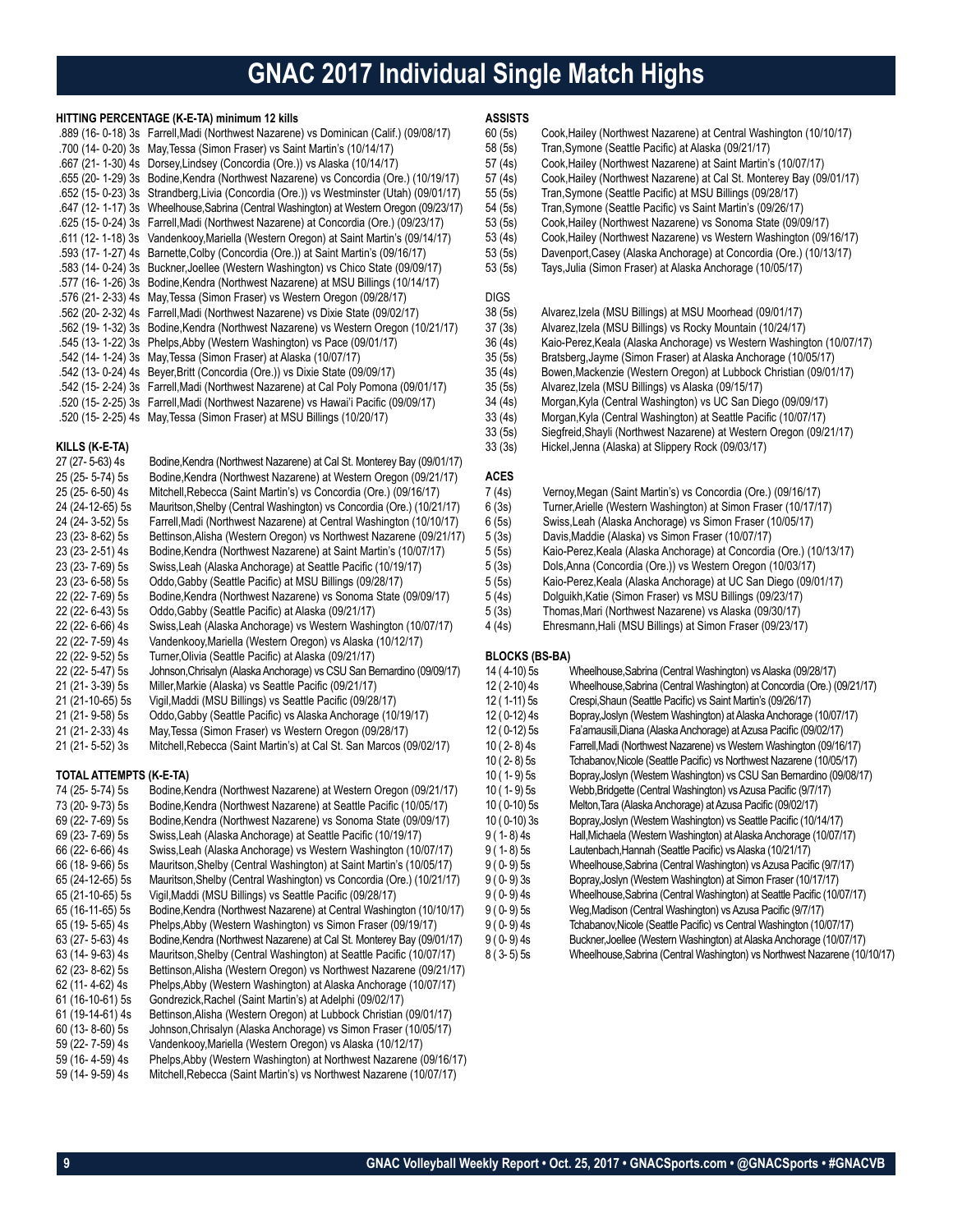# GNAC 2017 Individual Single Match Highs

### HITTING PERCENTAGE (K-E-TA) minimum 12 kills

.889 (16- 0-18) 3s Farrell,Madi (Northwest Nazarene) vs Dominican (Calif.) (09/08/17)
.700 (14- 0-20) 3s May,Tessa (Simon Fraser) vs Saint Martin's (10/14/17)
.667 (21- 1-30) 4s Dorsey,Lindsey (Concordia (Ore.)) vs Alaska (10/14/17)
.655 (20- 1-29) 3s Bodine,Kendra (Northwest Nazarene) vs Concordia (Ore.) (10/19/17)
.652 (15- 0-23) 3s Strandberg,Livia (Concordia (Ore.)) vs Westminster (Utah) (09/01/17)
.647 (12- 1-17) 3s Wheelhouse,Sabrina (Central Washington) at Western Oregon (09/23/17)
.625 (15- 0-24) 3s Farrell,Madi (Northwest Nazarene) at Concordia (Ore.) (09/23/17)
.611 (12- 1-18) 3s Vandenkooy,Mariella (Western Oregon) at Saint Martin's (09/14/17)
.593 (17- 1-27) 4s Barnette,Colby (Concordia (Ore.)) at Saint Martin's (09/16/17)
.583 (14- 0-24) 3s Buckner,Joellee (Western Washington) vs Chico State (09/09/17)
.577 (16- 1-26) 3s Bodine,Kendra (Northwest Nazarene) at MSU Billings (10/14/17)
.576 (21- 2-33) 4s May,Tessa (Simon Fraser) vs Western Oregon (09/28/17)
.562 (20- 2-32) 4s Farrell,Madi (Northwest Nazarene) vs Dixie State (09/02/17)
.562 (19- 1-32) 3s Bodine,Kendra (Northwest Nazarene) vs Western Oregon (10/21/17)
.545 (13- 1-22) 3s Phelps,Abby (Western Washington) vs Pace (09/01/17)
.542 (14- 1-24) 3s May,Tessa (Simon Fraser) at Alaska (10/07/17)
.542 (13- 0-24) 4s Beyer,Britt (Concordia (Ore.)) vs Dixie State (09/09/17)
.542 (15- 2-24) 3s Farrell,Madi (Northwest Nazarene) at Cal Poly Pomona (09/01/17)
.520 (15- 2-25) 3s Farrell,Madi (Northwest Nazarene) vs Hawai'i Pacific (09/09/17)
.520 (15- 2-25) 4s May,Tessa (Simon Fraser) at MSU Billings (10/20/17)

### KILLS (K-E-TA)

27 (27- 5-63) 4s Bodine,Kendra (Northwest Nazarene) at Cal St. Monterey Bay (09/01/17)
25 (25- 5-74) 5s Bodine,Kendra (Northwest Nazarene) at Western Oregon (09/21/17)
25 (25- 6-50) 4s Mitchell,Rebecca (Saint Martin's) vs Concordia (Ore.) (09/16/17)
24 (24-12-65) 5s Mauritson,Shelby (Central Washington) vs Concordia (Ore.) (10/21/17)
24 (24- 3-52) 5s Farrell,Madi (Northwest Nazarene) at Central Washington (10/10/17)
23 (23- 8-62) 5s Bettinson,Alisha (Western Oregon) vs Northwest Nazarene (09/21/17)
23 (23- 2-51) 4s Bodine,Kendra (Northwest Nazarene) at Saint Martin's (10/07/17)
23 (23- 7-69) 5s Swiss,Leah (Alaska Anchorage) at Seattle Pacific (10/19/17)
23 (23- 6-58) 5s Oddo,Gabby (Seattle Pacific) at MSU Billings (09/28/17)
22 (22- 7-69) 5s Bodine,Kendra (Northwest Nazarene) vs Sonoma State (09/09/17)
22 (22- 6-43) 5s Oddo,Gabby (Seattle Pacific) at Alaska (09/21/17)
22 (22- 6-66) 4s Swiss,Leah (Alaska Anchorage) vs Western Washington (10/07/17)
22 (22- 7-59) 4s Vandenkooy,Mariella (Western Oregon) vs Alaska (10/12/17)
22 (22- 9-52) 5s Turner,Olivia (Seattle Pacific) at Alaska (09/21/17)
22 (22- 5-47) 5s Johnson,Chrisalyn (Alaska Anchorage) vs CSU San Bernardino (09/09/17)
21 (21- 3-39) 5s Miller,Markie (Alaska) vs Seattle Pacific (09/21/17)
21 (21-10-65) 5s Vigil,Maddi (MSU Billings) vs Seattle Pacific (09/28/17)
21 (21- 9-58) 5s Oddo,Gabby (Seattle Pacific) vs Alaska Anchorage (10/19/17)
21 (21- 2-33) 4s May,Tessa (Simon Fraser) vs Western Oregon (09/28/17)
21 (21- 5-52) 3s Mitchell,Rebecca (Saint Martin's) at Cal St. San Marcos (09/02/17)

### TOTAL ATTEMPTS (K-E-TA)

74 (25- 5-74) 5s Bodine,Kendra (Northwest Nazarene) at Western Oregon (09/21/17)
73 (20- 9-73) 5s Bodine,Kendra (Northwest Nazarene) at Seattle Pacific (10/05/17)
69 (22- 7-69) 5s Bodine,Kendra (Northwest Nazarene) vs Sonoma State (09/09/17)
69 (23- 7-69) 5s Swiss,Leah (Alaska Anchorage) at Seattle Pacific (10/19/17)
66 (22- 6-66) 4s Swiss,Leah (Alaska Anchorage) vs Western Washington (10/07/17)
66 (18- 9-66) 5s Mauritson,Shelby (Central Washington) at Saint Martin's (10/05/17)
65 (24-12-65) 5s Mauritson,Shelby (Central Washington) vs Concordia (Ore.) (10/21/17)
65 (21-10-65) 5s Vigil,Maddi (MSU Billings) vs Seattle Pacific (09/28/17)
65 (16-11-65) 5s Bodine,Kendra (Northwest Nazarene) at Central Washington (10/10/17)
65 (19- 5-65) 4s Phelps,Abby (Western Washington) vs Simon Fraser (09/19/17)
63 (27- 5-63) 4s Bodine,Kendra (Northwest Nazarene) at Cal St. Monterey Bay (09/01/17)
63 (14- 9-63) 4s Mauritson,Shelby (Central Washington) at Seattle Pacific (10/07/17)
62 (23- 8-62) 5s Bettinson,Alisha (Western Oregon) vs Northwest Nazarene (09/21/17)
62 (11- 4-62) 4s Phelps,Abby (Western Washington) at Alaska Anchorage (10/07/17)
61 (16-10-61) 5s Gondrezick,Rachel (Saint Martin's) at Adelphi (09/02/17)
61 (19-14-61) 4s Bettinson,Alisha (Western Oregon) at Lubbock Christian (09/01/17)
60 (13- 8-60) 5s Johnson,Chrisalyn (Alaska Anchorage) vs Simon Fraser (10/05/17)
59 (22- 7-59) 4s Vandenkooy,Mariella (Western Oregon) vs Alaska (10/12/17)
59 (16- 4-59) 4s Phelps,Abby (Western Washington) at Northwest Nazarene (09/16/17)
59 (14- 9-59) 4s Mitchell,Rebecca (Saint Martin's) vs Northwest Nazarene (10/07/17)

### ASSISTS

60 (5s) Cook,Hailey (Northwest Nazarene) at Central Washington (10/10/17)
58 (5s) Tran,Symone (Seattle Pacific) at Alaska (09/21/17)
57 (4s) Cook,Hailey (Northwest Nazarene) at Saint Martin's (10/07/17)
57 (4s) Cook,Hailey (Northwest Nazarene) at Cal St. Monterey Bay (09/01/17)
55 (5s) Tran,Symone (Seattle Pacific) at MSU Billings (09/28/17)
54 (5s) Tran,Symone (Seattle Pacific) vs Saint Martin's (09/26/17)
53 (5s) Cook,Hailey (Northwest Nazarene) vs Sonoma State (09/09/17)
53 (4s) Cook,Hailey (Northwest Nazarene) vs Western Washington (09/16/17)
53 (5s) Davenport,Casey (Alaska Anchorage) at Concordia (Ore.) (10/13/17)
53 (5s) Tays,Julia (Simon Fraser) at Alaska Anchorage (10/05/17)

### DIGS

38 (5s) Alvarez,Izela (MSU Billings) at MSU Moorhead (09/01/17)
37 (3s) Alvarez,Izela (MSU Billings) vs Rocky Mountain (10/24/17)
36 (4s) Kaio-Perez,Keala (Alaska Anchorage) vs Western Washington (10/07/17)
35 (5s) Bratsberg,Jayme (Simon Fraser) at Alaska Anchorage (10/05/17)
35 (4s) Bowen,Mackenzie (Western Oregon) at Lubbock Christian (09/01/17)
35 (5s) Alvarez,Izela (MSU Billings) vs Alaska (09/15/17)
34 (4s) Morgan,Kyla (Central Washington) vs UC San Diego (09/09/17)
33 (4s) Morgan,Kyla (Central Washington) at Seattle Pacific (10/07/17)
33 (5s) Siegfreid,Shayli (Northwest Nazarene) at Western Oregon (09/21/17)
33 (3s) Hickel,Jenna (Alaska) at Slippery Rock (09/03/17)

### ACES

7 (4s) Vernoy,Megan (Saint Martin's) vs Concordia (Ore.) (09/16/17)
6 (3s) Turner,Arielle (Western Washington) at Simon Fraser (10/17/17)
6 (5s) Swiss,Leah (Alaska Anchorage) vs Simon Fraser (10/05/17)
5 (3s) Davis,Maddie (Alaska) vs Simon Fraser (10/07/17)
5 (5s) Kaio-Perez,Keala (Alaska Anchorage) at Concordia (Ore.) (10/13/17)
5 (3s) Dols,Anna (Concordia (Ore.)) vs Western Oregon (10/03/17)
5 (5s) Kaio-Perez,Keala (Alaska Anchorage) at UC San Diego (09/01/17)
5 (4s) Dolguikh,Katie (Simon Fraser) vs MSU Billings (09/23/17)
5 (3s) Thomas,Mari (Northwest Nazarene) vs Alaska (09/30/17)
4 (4s) Ehresmann,Hali (MSU Billings) at Simon Fraser (09/23/17)

### BLOCKS (BS-BA)

14 ( 4-10) 5s Wheelhouse,Sabrina (Central Washington) vs Alaska (09/28/17)
12 ( 2-10) 4s Wheelhouse,Sabrina (Central Washington) at Concordia (Ore.) (09/21/17)
12 ( 1-11) 5s Crespi,Shaun (Seattle Pacific) vs Saint Martin's (09/26/17)
12 ( 0-12) 4s Bopray,Joslyn (Western Washington) at Alaska Anchorage (10/07/17)
12 ( 0-12) 5s Fa'amausili,Diana (Alaska Anchorage) at Azusa Pacific (09/02/17)
10 ( 2- 8) 4s Farrell,Madi (Northwest Nazarene) vs Western Washington (09/16/17)
10 ( 2- 8) 5s Tchabanov,Nicole (Seattle Pacific) vs Northwest Nazarene (10/05/17)
10 ( 1- 9) 5s Bopray,Joslyn (Western Washington) vs CSU San Bernardino (09/08/17)
10 ( 1- 9) 5s Webb,Bridgette (Central Washington) vs Azusa Pacific (9/7/17)
10 ( 0-10) 5s Melton,Tara (Alaska Anchorage) at Azusa Pacific (09/02/17)
10 ( 0-10) 3s Bopray,Joslyn (Western Washington) vs Seattle Pacific (10/14/17)
9 ( 1- 8) 4s Hall,Michaela (Western Washington) at Alaska Anchorage (10/07/17)
9 ( 1- 8) 5s Lautenbach,Hannah (Seattle Pacific) vs Alaska (10/21/17)
9 ( 0- 9) 5s Wheelhouse,Sabrina (Central Washington) vs Azusa Pacific (9/7/17)
9 ( 0- 9) 3s Bopray,Joslyn (Western Washington) at Simon Fraser (10/17/17)
9 ( 0- 9) 4s Wheelhouse,Sabrina (Central Washington) at Seattle Pacific (10/07/17)
9 ( 0- 9) 5s Weg,Madison (Central Washington) vs Azusa Pacific (9/7/17)
9 ( 0- 9) 4s Tchabanov,Nicole (Seattle Pacific) vs Central Washington (10/07/17)
9 ( 0- 9) 4s Buckner,Joellee (Western Washington) at Alaska Anchorage (10/07/17)
8 ( 3- 5) 5s Wheelhouse,Sabrina (Central Washington) vs Northwest Nazarene (10/10/17)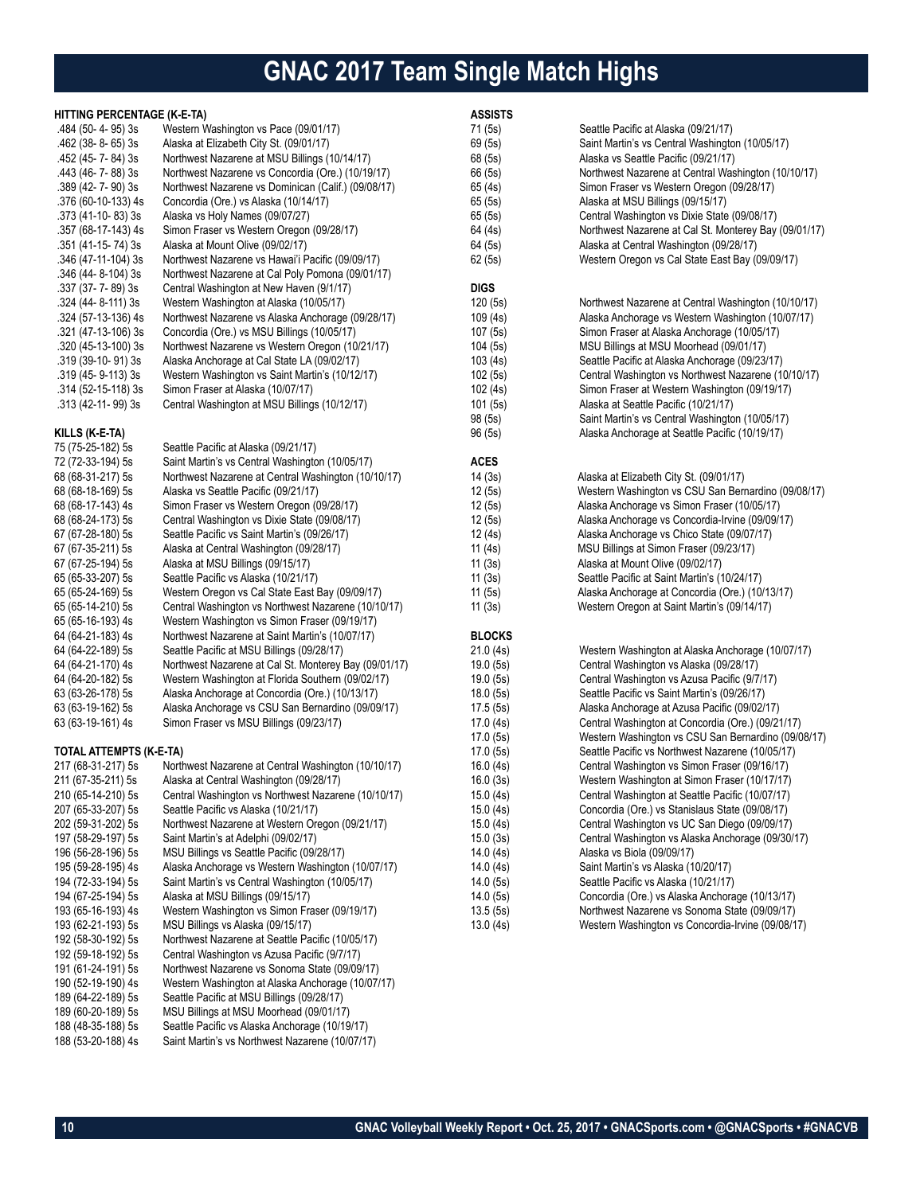# GNAC 2017 Team Single Match Highs

### HITTING PERCENTAGE (K-E-TA)

| | |
|---|---|
| .484 (50- 4- 95) 3s | Western Washington vs Pace (09/01/17) |
| .462 (38- 8- 65) 3s | Alaska at Elizabeth City St. (09/01/17) |
| .452 (45- 7- 84) 3s | Northwest Nazarene at MSU Billings (10/14/17) |
| .443 (46- 7- 88) 3s | Northwest Nazarene vs Concordia (Ore.) (10/19/17) |
| .389 (42- 7- 90) 3s | Northwest Nazarene vs Dominican (Calif.) (09/08/17) |
| .376 (60-10-133) 4s | Concordia (Ore.) vs Alaska (10/14/17) |
| .373 (41-10- 83) 3s | Alaska vs Holy Names (09/07/27) |
| .357 (68-17-143) 4s | Simon Fraser vs Western Oregon (09/28/17) |
| .351 (41-15- 74) 3s | Alaska at Mount Olive (09/02/17) |
| .346 (47-11-104) 3s | Northwest Nazarene vs Hawai'i Pacific (09/09/17) |
| .346 (44- 8-104) 3s | Northwest Nazarene at Cal Poly Pomona (09/01/17) |
| .337 (37- 7- 89) 3s | Central Washington at New Haven (9/1/17) |
| .324 (44- 8-111) 3s | Western Washington at Alaska (10/05/17) |
| .324 (57-13-136) 4s | Northwest Nazarene vs Alaska Anchorage (09/28/17) |
| .321 (47-13-106) 3s | Concordia (Ore.) vs MSU Billings (10/05/17) |
| .320 (45-13-100) 3s | Northwest Nazarene vs Western Oregon (10/21/17) |
| .319 (39-10- 91) 3s | Alaska Anchorage at Cal State LA (09/02/17) |
| .319 (45- 9-113) 3s | Western Washington vs Saint Martin's (10/12/17) |
| .314 (52-15-118) 3s | Simon Fraser at Alaska (10/07/17) |
| .313 (42-11- 99) 3s | Central Washington at MSU Billings (10/12/17) |

### KILLS (K-E-TA)

| | |
|---|---|
| 75 (75-25-182) 5s | Seattle Pacific at Alaska (09/21/17) |
| 72 (72-33-194) 5s | Saint Martin's vs Central Washington (10/05/17) |
| 68 (68-31-217) 5s | Northwest Nazarene at Central Washington (10/10/17) |
| 68 (68-18-169) 5s | Alaska vs Seattle Pacific (09/21/17) |
| 68 (68-17-143) 4s | Simon Fraser vs Western Oregon (09/28/17) |
| 68 (68-24-173) 5s | Central Washington vs Dixie State (09/08/17) |
| 67 (67-28-180) 5s | Seattle Pacific vs Saint Martin's (09/26/17) |
| 67 (67-35-211) 5s | Alaska at Central Washington (09/28/17) |
| 67 (67-25-194) 5s | Alaska at MSU Billings (09/15/17) |
| 65 (65-33-207) 5s | Seattle Pacific vs Alaska (10/21/17) |
| 65 (65-24-169) 5s | Western Oregon vs Cal State East Bay (09/09/17) |
| 65 (65-14-210) 5s | Central Washington vs Northwest Nazarene (10/10/17) |
| 65 (65-16-193) 4s | Western Washington vs Simon Fraser (09/19/17) |
| 64 (64-21-183) 4s | Northwest Nazarene at Saint Martin's (10/07/17) |
| 64 (64-22-189) 5s | Seattle Pacific at MSU Billings (09/28/17) |
| 64 (64-21-170) 4s | Northwest Nazarene at Cal St. Monterey Bay (09/01/17) |
| 64 (64-20-182) 5s | Western Washington at Florida Southern (09/02/17) |
| 63 (63-26-178) 5s | Alaska Anchorage at Concordia (Ore.) (10/13/17) |
| 63 (63-19-162) 5s | Alaska Anchorage vs CSU San Bernardino (09/09/17) |
| 63 (63-19-161) 4s | Simon Fraser vs MSU Billings (09/23/17) |

### TOTAL ATTEMPTS (K-E-TA)

| | |
|---|---|
| 217 (68-31-217) 5s | Northwest Nazarene at Central Washington (10/10/17) |
| 211 (67-35-211) 5s | Alaska at Central Washington (09/28/17) |
| 210 (65-14-210) 5s | Central Washington vs Northwest Nazarene (10/10/17) |
| 207 (65-33-207) 5s | Seattle Pacific vs Alaska (10/21/17) |
| 202 (59-31-202) 5s | Northwest Nazarene at Western Oregon (09/21/17) |
| 197 (58-29-197) 5s | Saint Martin's at Adelphi (09/02/17) |
| 196 (56-28-196) 5s | MSU Billings vs Seattle Pacific (09/28/17) |
| 195 (59-28-195) 4s | Alaska Anchorage vs Western Washington (10/07/17) |
| 194 (72-33-194) 5s | Saint Martin's vs Central Washington (10/05/17) |
| 194 (67-25-194) 5s | Alaska at MSU Billings (09/15/17) |
| 193 (65-16-193) 4s | Western Washington vs Simon Fraser (09/19/17) |
| 193 (62-21-193) 5s | MSU Billings vs Alaska (09/15/17) |
| 192 (58-30-192) 5s | Northwest Nazarene at Seattle Pacific (10/05/17) |
| 192 (59-18-192) 5s | Central Washington vs Azusa Pacific (9/7/17) |
| 191 (61-24-191) 5s | Northwest Nazarene vs Sonoma State (09/09/17) |
| 190 (52-19-190) 4s | Western Washington at Alaska Anchorage (10/07/17) |
| 189 (64-22-189) 5s | Seattle Pacific at MSU Billings (09/28/17) |
| 189 (60-20-189) 5s | MSU Billings at MSU Moorhead (09/01/17) |
| 188 (48-35-188) 5s | Seattle Pacific vs Alaska Anchorage (10/19/17) |
| 188 (53-20-188) 4s | Saint Martin's vs Northwest Nazarene (10/07/17) |

### ASSISTS

| | |
|---|---|
| 71 (5s) | Seattle Pacific at Alaska (09/21/17) |
| 69 (5s) | Saint Martin's vs Central Washington (10/05/17) |
| 68 (5s) | Alaska vs Seattle Pacific (09/21/17) |
| 66 (5s) | Northwest Nazarene at Central Washington (10/10/17) |
| 65 (4s) | Simon Fraser vs Western Oregon (09/28/17) |
| 65 (5s) | Alaska at MSU Billings (09/15/17) |
| 65 (5s) | Central Washington vs Dixie State (09/08/17) |
| 64 (4s) | Northwest Nazarene at Cal St. Monterey Bay (09/01/17) |
| 64 (5s) | Alaska at Central Washington (09/28/17) |
| 62 (5s) | Western Oregon vs Cal State East Bay (09/09/17) |

### DIGS

| | |
|---|---|
| 120 (5s) | Northwest Nazarene at Central Washington (10/10/17) |
| 109 (4s) | Alaska Anchorage vs Western Washington (10/07/17) |
| 107 (5s) | Simon Fraser at Alaska Anchorage (10/05/17) |
| 104 (5s) | MSU Billings at MSU Moorhead (09/01/17) |
| 103 (4s) | Seattle Pacific at Alaska Anchorage (09/23/17) |
| 102 (5s) | Central Washington vs Northwest Nazarene (10/10/17) |
| 102 (4s) | Simon Fraser at Western Washington (09/19/17) |
| 101 (5s) | Alaska at Seattle Pacific (10/21/17) |
| 98 (5s) | Saint Martin's vs Central Washington (10/05/17) |
| 96 (5s) | Alaska Anchorage at Seattle Pacific (10/19/17) |

### ACES

| | |
|---|---|
| 14 (3s) | Alaska at Elizabeth City St. (09/01/17) |
| 12 (5s) | Western Washington vs CSU San Bernardino (09/08/17) |
| 12 (5s) | Alaska Anchorage vs Simon Fraser (10/05/17) |
| 12 (5s) | Alaska Anchorage vs Concordia-Irvine (09/09/17) |
| 12 (4s) | Alaska Anchorage vs Chico State (09/07/17) |
| 11 (4s) | MSU Billings at Simon Fraser (09/23/17) |
| 11 (3s) | Alaska at Mount Olive (09/02/17) |
| 11 (3s) | Seattle Pacific at Saint Martin's (10/24/17) |
| 11 (5s) | Alaska Anchorage at Concordia (Ore.) (10/13/17) |
| 11 (3s) | Western Oregon at Saint Martin's (09/14/17) |

### BLOCKS

| | |
|---|---|
| 21.0 (4s) | Western Washington at Alaska Anchorage (10/07/17) |
| 19.0 (5s) | Central Washington vs Alaska (09/28/17) |
| 19.0 (5s) | Central Washington vs Azusa Pacific (9/7/17) |
| 18.0 (5s) | Seattle Pacific vs Saint Martin's (09/26/17) |
| 17.5 (5s) | Alaska Anchorage at Azusa Pacific (09/02/17) |
| 17.0 (4s) | Central Washington at Concordia (Ore.) (09/21/17) |
| 17.0 (5s) | Western Washington vs CSU San Bernardino (09/08/17) |
| 17.0 (5s) | Seattle Pacific vs Northwest Nazarene (10/05/17) |
| 16.0 (4s) | Central Washington vs Simon Fraser (09/16/17) |
| 16.0 (3s) | Western Washington at Simon Fraser (10/17/17) |
| 15.0 (4s) | Central Washington at Seattle Pacific (10/07/17) |
| 15.0 (4s) | Concordia (Ore.) vs Stanislaus State (09/08/17) |
| 15.0 (4s) | Central Washington vs UC San Diego (09/09/17) |
| 15.0 (3s) | Central Washington vs Alaska Anchorage (09/30/17) |
| 14.0 (4s) | Alaska vs Biola (09/09/17) |
| 14.0 (4s) | Saint Martin's vs Alaska (10/20/17) |
| 14.0 (5s) | Seattle Pacific vs Alaska (10/21/17) |
| 14.0 (5s) | Concordia (Ore.) vs Alaska Anchorage (10/13/17) |
| 13.5 (5s) | Northwest Nazarene vs Sonoma State (09/09/17) |
| 13.0 (4s) | Western Washington vs Concordia-Irvine (09/08/17) |